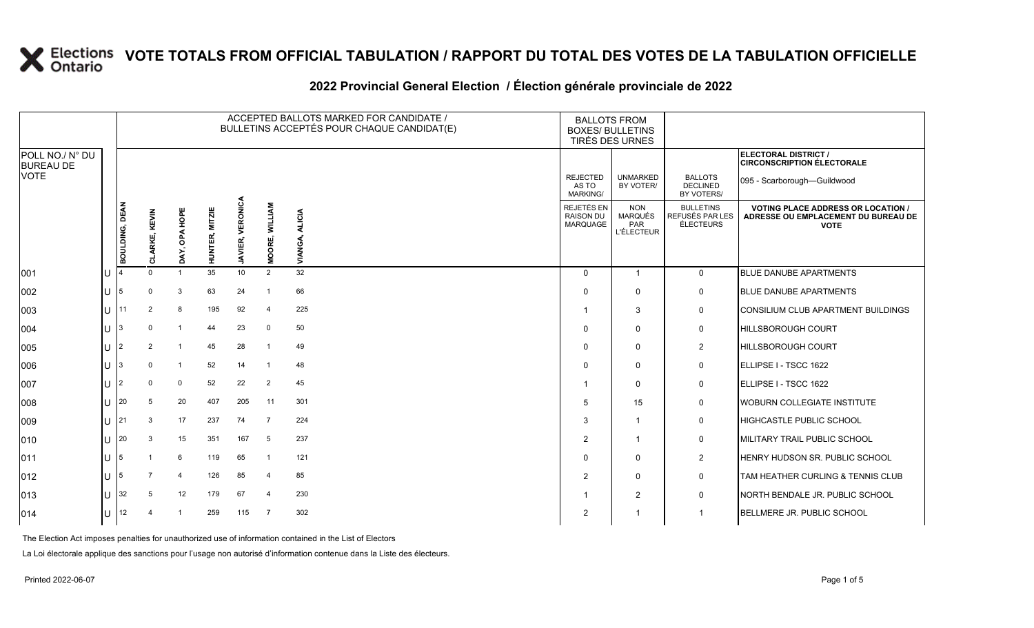# VOTE TOTALS FROM OFFICIAL TABULATION / RAPPORT DU TOTAL DES VOTES DE LA TABULATION OFFICIELLE

## 2022 Provincial General Election / Élection générale provinciale de 2022

ELECTORAL DISTRICT / CIRCONSCRIPTION ÉLECTORALE: 095 - Scarborough—Guildwood

| POLL NO./ N° DU BUREAU DE VOTE | | ACCEPTED BALLOTS MARKED FOR CANDIDATE / BULLETINS ACCEPTÉS POUR CHAQUE CANDIDAT(E) | | | | | | | BALLOTS FROM BOXES/ BULLETINS TIRÉS DES URNES | | | |
|---|---|---|---|---|---|---|---|---|---|---|---|---|
| | | BOULDING, DEAN | CLARKE, KEVIN | DAY, OPA HOPE | HUNTER, MITZIE | JAVIER, VERONICA | MOORE, WILLIAM | VIANGA, ALICIA | REJECTED AS TO MARKING/ REJETÉS EN RAISON DU MARQUAGE | UNMARKED BY VOTER/ NON MARQUÉS PAR L'ÉLECTEUR | BALLOTS DECLINED BY VOTERS/ BULLETINS REFUSÉS PAR LES ÉLECTEURS | VOTING PLACE ADDRESS OR LOCATION / ADRESSE OU EMPLACEMENT DU BUREAU DE VOTE |
| 001 | U | 4 | 0 | 1 | 35 | 10 | 2 | 32 | 0 | 1 | 0 | BLUE DANUBE APARTMENTS |
| 002 | U | 5 | 0 | 3 | 63 | 24 | 1 | 66 | 0 | 0 | 0 | BLUE DANUBE APARTMENTS |
| 003 | U | 11 | 2 | 8 | 195 | 92 | 4 | 225 | 1 | 3 | 0 | CONSILIUM CLUB APARTMENT BUILDINGS |
| 004 | U | 3 | 0 | 1 | 44 | 23 | 0 | 50 | 0 | 0 | 0 | HILLSBOROUGH COURT |
| 005 | U | 2 | 2 | 1 | 45 | 28 | 1 | 49 | 0 | 0 | 2 | HILLSBOROUGH COURT |
| 006 | U | 3 | 0 | 1 | 52 | 14 | 1 | 48 | 0 | 0 | 0 | ELLIPSE I - TSCC 1622 |
| 007 | U | 2 | 0 | 0 | 52 | 22 | 2 | 45 | 1 | 0 | 0 | ELLIPSE I - TSCC 1622 |
| 008 | U | 20 | 5 | 20 | 407 | 205 | 11 | 301 | 5 | 15 | 0 | WOBURN COLLEGIATE INSTITUTE |
| 009 | U | 21 | 3 | 17 | 237 | 74 | 7 | 224 | 3 | 1 | 0 | HIGHCASTLE PUBLIC SCHOOL |
| 010 | U | 20 | 3 | 15 | 351 | 167 | 5 | 237 | 2 | 1 | 0 | MILITARY TRAIL PUBLIC SCHOOL |
| 011 | U | 5 | 1 | 6 | 119 | 65 | 1 | 121 | 0 | 0 | 2 | HENRY HUDSON SR. PUBLIC SCHOOL |
| 012 | U | 5 | 7 | 4 | 126 | 85 | 4 | 85 | 2 | 0 | 0 | TAM HEATHER CURLING & TENNIS CLUB |
| 013 | U | 32 | 5 | 12 | 179 | 67 | 4 | 230 | 1 | 2 | 0 | NORTH BENDALE JR. PUBLIC SCHOOL |
| 014 | U | 12 | 4 | 1 | 259 | 115 | 7 | 302 | 2 | 1 | 1 | BELLMERE JR. PUBLIC SCHOOL |

The Election Act imposes penalties for unauthorized use of information contained in the List of Electors

La Loi électorale applique des sanctions pour l'usage non autorisé d'information contenue dans la Liste des électeurs.

Printed 2022-06-07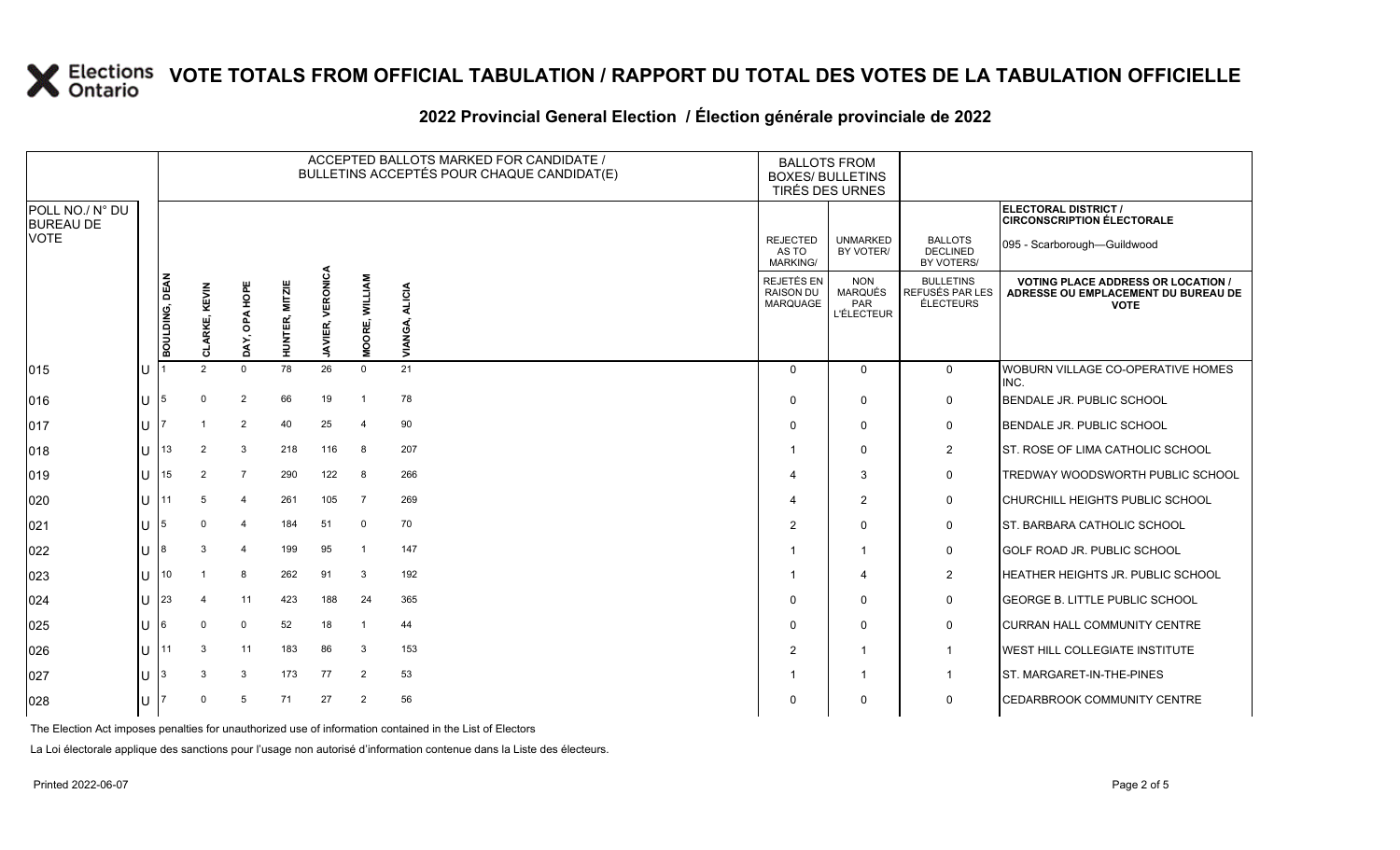# VOTE TOTALS FROM OFFICIAL TABULATION / RAPPORT DU TOTAL DES VOTES DE LA TABULATION OFFICIELLE

## 2022 Provincial General Election / Élection générale provinciale de 2022

| POLL NO./ N° DU BUREAU DE VOTE | | ACCEPTED BALLOTS MARKED FOR CANDIDATE / BULLETINS ACCEPTÉS POUR CHAQUE CANDIDAT(E) | | | | | | | BALLOTS FROM BOXES/ BULLETINS TIRÉS DES URNES | | | ELECTORAL DISTRICT / CIRCONSCRIPTION ÉLECTORALE 095 - Scarborough—Guildwood |
|---|---|---|---|---|---|---|---|---|---|---|---|---|
| | | BOULDING, DEAN | CLARKE, KEVIN | DAY, OPA HOPE | HUNTER, MITZIE | JAVIER, VERONICA | MOORE, WILLIAM | VIANGA, ALICIA | REJECTED AS TO MARKING/ REJETÉS EN RAISON DU MARQUAGE | UNMARKED BY VOTER/ NON MARQUÉS PAR L'ÉLECTEUR | BALLOTS DECLINED BY VOTERS/ BULLETINS REFUSÉS PAR LES ÉLECTEURS | VOTING PLACE ADDRESS OR LOCATION / ADRESSE OU EMPLACEMENT DU BUREAU DE VOTE |
| 015 | U | 1 | 2 | 0 | 78 | 26 | 0 | 21 | 0 | 0 | 0 | WOBURN VILLAGE CO-OPERATIVE HOMES INC. |
| 016 | U | 5 | 0 | 2 | 66 | 19 | 1 | 78 | 0 | 0 | 0 | BENDALE JR. PUBLIC SCHOOL |
| 017 | U | 7 | 1 | 2 | 40 | 25 | 4 | 90 | 0 | 0 | 0 | BENDALE JR. PUBLIC SCHOOL |
| 018 | U | 13 | 2 | 3 | 218 | 116 | 8 | 207 | 1 | 0 | 2 | ST. ROSE OF LIMA CATHOLIC SCHOOL |
| 019 | U | 15 | 2 | 7 | 290 | 122 | 8 | 266 | 4 | 3 | 0 | TREDWAY WOODSWORTH PUBLIC SCHOOL |
| 020 | U | 11 | 5 | 4 | 261 | 105 | 7 | 269 | 4 | 2 | 0 | CHURCHILL HEIGHTS PUBLIC SCHOOL |
| 021 | U | 5 | 0 | 4 | 184 | 51 | 0 | 70 | 2 | 0 | 0 | ST. BARBARA CATHOLIC SCHOOL |
| 022 | U | 8 | 3 | 4 | 199 | 95 | 1 | 147 | 1 | 1 | 0 | GOLF ROAD JR. PUBLIC SCHOOL |
| 023 | U | 10 | 1 | 8 | 262 | 91 | 3 | 192 | 1 | 4 | 2 | HEATHER HEIGHTS JR. PUBLIC SCHOOL |
| 024 | U | 23 | 4 | 11 | 423 | 188 | 24 | 365 | 0 | 0 | 0 | GEORGE B. LITTLE PUBLIC SCHOOL |
| 025 | U | 6 | 0 | 0 | 52 | 18 | 1 | 44 | 0 | 0 | 0 | CURRAN HALL COMMUNITY CENTRE |
| 026 | U | 11 | 3 | 11 | 183 | 86 | 3 | 153 | 2 | 1 | 1 | WEST HILL COLLEGIATE INSTITUTE |
| 027 | U | 3 | 3 | 3 | 173 | 77 | 2 | 53 | 1 | 1 | 1 | ST. MARGARET-IN-THE-PINES |
| 028 | U | 7 | 0 | 5 | 71 | 27 | 2 | 56 | 0 | 0 | 0 | CEDARBROOK COMMUNITY CENTRE |

The Election Act imposes penalties for unauthorized use of information contained in the List of Electors

La Loi électorale applique des sanctions pour l'usage non autorisé d'information contenue dans la Liste des électeurs.

Printed 2022-06-07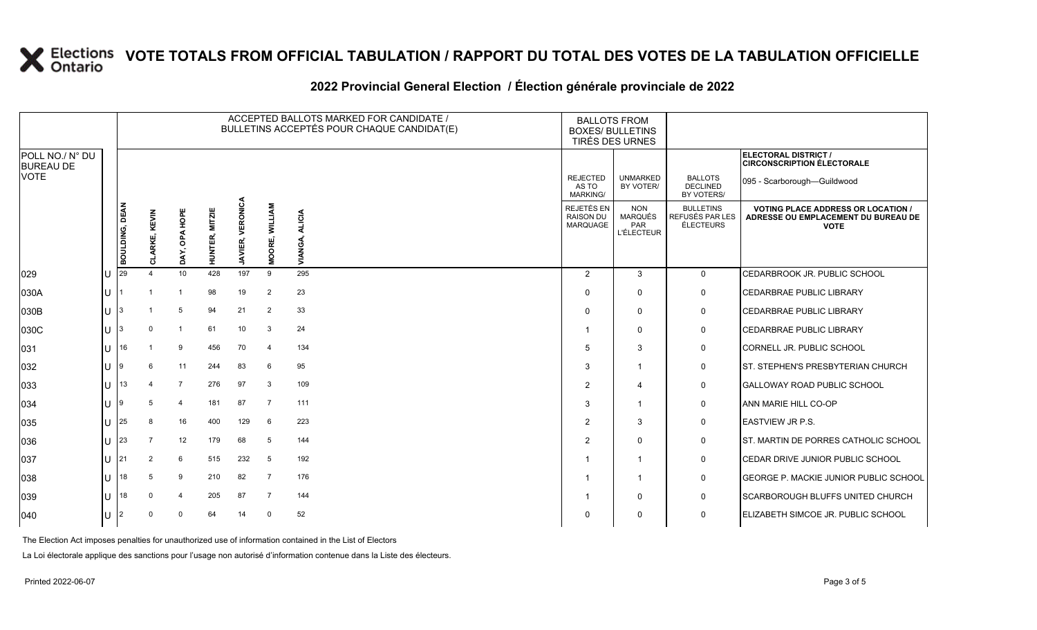# VOTE TOTALS FROM OFFICIAL TABULATION / RAPPORT DU TOTAL DES VOTES DE LA TABULATION OFFICIELLE

## 2022 Provincial General Election / Élection générale provinciale de 2022

**ELECTORAL DISTRICT / CIRCONSCRIPTION ÉLECTORALE:** 095 - Scarborough—Guildwood

| POLL NO./ N° DU BUREAU DE VOTE | | ACCEPTED BALLOTS MARKED FOR CANDIDATE / BULLETINS ACCEPTÉS POUR CHAQUE CANDIDAT(E) | | | | | | | BALLOTS FROM BOXES/ BULLETINS TIRÉS DES URNES | | | |
|---|---|---|---|---|---|---|---|---|---|---|---|---|
| | | BOULDING, DEAN | CLARKE, KEVIN | DAY, OPA HOPE | HUNTER, MITZIE | JAVIER, VERONICA | MOORE, WILLIAM | VIANGA, ALICIA | REJECTED AS TO MARKING/ REJETÉS EN RAISON DU MARQUAGE | UNMARKED BY VOTER/ NON MARQUÉS PAR L'ÉLECTEUR | BALLOTS DECLINED BY VOTERS/ BULLETINS REFUSÉS PAR LES ÉLECTEURS | VOTING PLACE ADDRESS OR LOCATION / ADRESSE OU EMPLACEMENT DU BUREAU DE VOTE |
| 029 | U | 29 | 4 | 10 | 428 | 197 | 9 | 295 | 2 | 3 | 0 | CEDARBROOK JR. PUBLIC SCHOOL |
| 030A | U | 1 | 1 | 1 | 98 | 19 | 2 | 23 | 0 | 0 | 0 | CEDARBRAE PUBLIC LIBRARY |
| 030B | U | 3 | 1 | 5 | 94 | 21 | 2 | 33 | 0 | 0 | 0 | CEDARBRAE PUBLIC LIBRARY |
| 030C | U | 3 | 0 | 1 | 61 | 10 | 3 | 24 | 1 | 0 | 0 | CEDARBRAE PUBLIC LIBRARY |
| 031 | U | 16 | 1 | 9 | 456 | 70 | 4 | 134 | 5 | 3 | 0 | CORNELL JR. PUBLIC SCHOOL |
| 032 | U | 9 | 6 | 11 | 244 | 83 | 6 | 95 | 3 | 1 | 0 | ST. STEPHEN'S PRESBYTERIAN CHURCH |
| 033 | U | 13 | 4 | 7 | 276 | 97 | 3 | 109 | 2 | 4 | 0 | GALLOWAY ROAD PUBLIC SCHOOL |
| 034 | U | 9 | 5 | 4 | 181 | 87 | 7 | 111 | 3 | 1 | 0 | ANN MARIE HILL CO-OP |
| 035 | U | 25 | 8 | 16 | 400 | 129 | 6 | 223 | 2 | 3 | 0 | EASTVIEW JR P.S. |
| 036 | U | 23 | 7 | 12 | 179 | 68 | 5 | 144 | 2 | 0 | 0 | ST. MARTIN DE PORRES CATHOLIC SCHOOL |
| 037 | U | 21 | 2 | 6 | 515 | 232 | 5 | 192 | 1 | 1 | 0 | CEDAR DRIVE JUNIOR PUBLIC SCHOOL |
| 038 | U | 18 | 5 | 9 | 210 | 82 | 7 | 176 | 1 | 1 | 0 | GEORGE P. MACKIE JUNIOR PUBLIC SCHOOL |
| 039 | U | 18 | 0 | 4 | 205 | 87 | 7 | 144 | 1 | 0 | 0 | SCARBOROUGH BLUFFS UNITED CHURCH |
| 040 | U | 2 | 0 | 0 | 64 | 14 | 0 | 52 | 0 | 0 | 0 | ELIZABETH SIMCOE JR. PUBLIC SCHOOL |

The Election Act imposes penalties for unauthorized use of information contained in the List of Electors

La Loi électorale applique des sanctions pour l'usage non autorisé d'information contenue dans la Liste des électeurs.

Printed 2022-06-07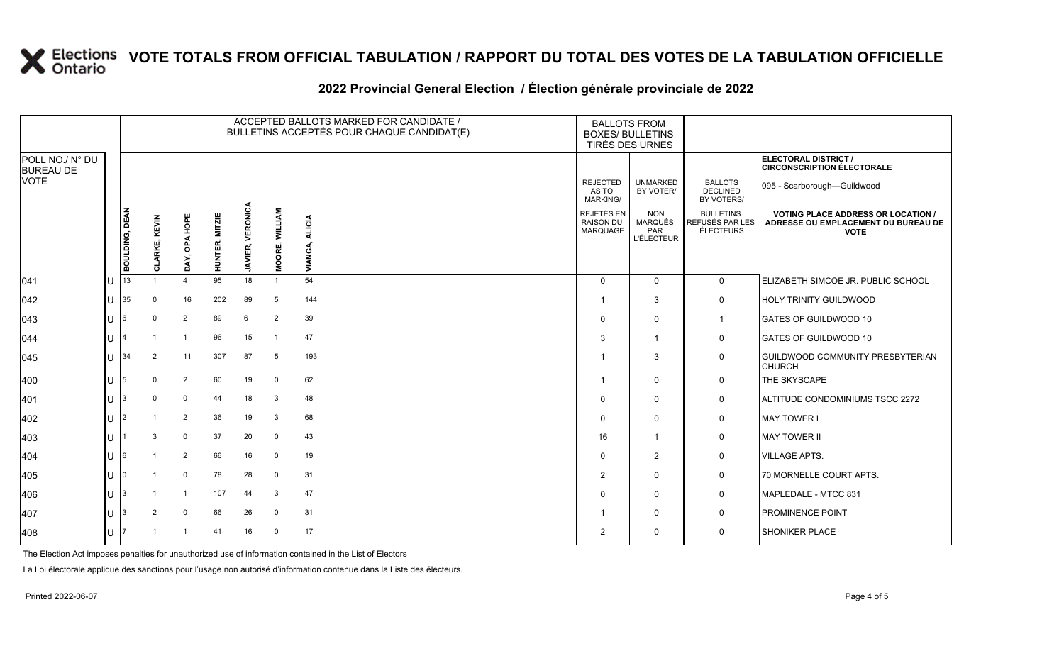# VOTE TOTALS FROM OFFICIAL TABULATION / RAPPORT DU TOTAL DES VOTES DE LA TABULATION OFFICIELLE

## 2022 Provincial General Election / Élection générale provinciale de 2022

**ELECTORAL DISTRICT / CIRCONSCRIPTION ÉLECTORALE:** 095 - Scarborough—Guildwood

| POLL NO./ N° DU BUREAU DE VOTE | | ACCEPTED BALLOTS MARKED FOR CANDIDATE / BULLETINS ACCEPTÉS POUR CHAQUE CANDIDAT(E) | | | | | | | BALLOTS FROM BOXES/ BULLETINS TIRÉS DES URNES | | | |
|---|---|---|---|---|---|---|---|---|---|---|---|---|
| | | BOULDING, DEAN | CLARKE, KEVIN | DAY, OPA HOPE | HUNTER, MITZIE | JAVIER, VERONICA | MOORE, WILLIAM | VIANGA, ALICIA | REJECTED AS TO MARKING/ REJETÉS EN RAISON DU MARQUAGE | UNMARKED BY VOTER/ NON MARQUÉS PAR L'ÉLECTEUR | BALLOTS DECLINED BY VOTERS/ BULLETINS REFUSÉS PAR LES ÉLECTEURS | VOTING PLACE ADDRESS OR LOCATION / ADRESSE OU EMPLACEMENT DU BUREAU DE VOTE |
| 041 | U | 13 | 1 | 4 | 95 | 18 | 1 | 54 | 0 | 0 | 0 | ELIZABETH SIMCOE JR. PUBLIC SCHOOL |
| 042 | U | 35 | 0 | 16 | 202 | 89 | 5 | 144 | 1 | 3 | 0 | HOLY TRINITY GUILDWOOD |
| 043 | U | 6 | 0 | 2 | 89 | 6 | 2 | 39 | 0 | 0 | 1 | GATES OF GUILDWOOD 10 |
| 044 | U | 4 | 1 | 1 | 96 | 15 | 1 | 47 | 3 | 1 | 0 | GATES OF GUILDWOOD 10 |
| 045 | U | 34 | 2 | 11 | 307 | 87 | 5 | 193 | 1 | 3 | 0 | GUILDWOOD COMMUNITY PRESBYTERIAN CHURCH |
| 400 | U | 5 | 0 | 2 | 60 | 19 | 0 | 62 | 1 | 0 | 0 | THE SKYSCAPE |
| 401 | U | 3 | 0 | 0 | 44 | 18 | 3 | 48 | 0 | 0 | 0 | ALTITUDE CONDOMINIUMS TSCC 2272 |
| 402 | U | 2 | 1 | 2 | 36 | 19 | 3 | 68 | 0 | 0 | 0 | MAY TOWER I |
| 403 | U | 1 | 3 | 0 | 37 | 20 | 0 | 43 | 16 | 1 | 0 | MAY TOWER II |
| 404 | U | 6 | 1 | 2 | 66 | 16 | 0 | 19 | 0 | 2 | 0 | VILLAGE APTS. |
| 405 | U | 0 | 1 | 0 | 78 | 28 | 0 | 31 | 2 | 0 | 0 | 70 MORNELLE COURT APTS. |
| 406 | U | 3 | 1 | 1 | 107 | 44 | 3 | 47 | 0 | 0 | 0 | MAPLEDALE - MTCC 831 |
| 407 | U | 3 | 2 | 0 | 66 | 26 | 0 | 31 | 1 | 0 | 0 | PROMINENCE POINT |
| 408 | U | 7 | 1 | 1 | 41 | 16 | 0 | 17 | 2 | 0 | 0 | SHONIKER PLACE |

The Election Act imposes penalties for unauthorized use of information contained in the List of Electors

La Loi électorale applique des sanctions pour l'usage non autorisé d'information contenue dans la Liste des électeurs.

Printed 2022-06-07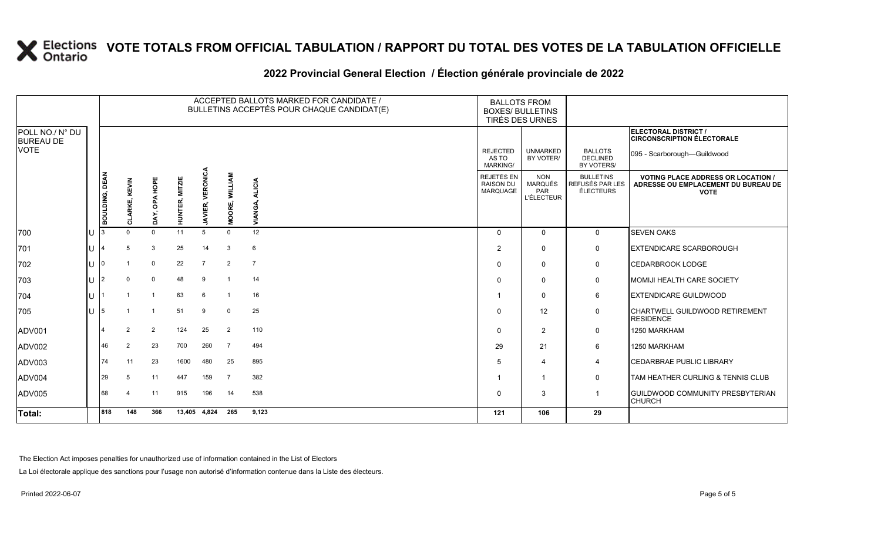# VOTE TOTALS FROM OFFICIAL TABULATION / RAPPORT DU TOTAL DES VOTES DE LA TABULATION OFFICIELLE

## 2022 Provincial General Election / Élection générale provinciale de 2022

| POLL NO./ N° DU BUREAU DE VOTE | | ACCEPTED BALLOTS MARKED FOR CANDIDATE / BULLETINS ACCEPTÉS POUR CHAQUE CANDIDAT(E) | | | | | | | BALLOTS FROM BOXES/ BULLETINS TIRÉS DES URNES | | | ELECTORAL DISTRICT / CIRCONSCRIPTION ÉLECTORALE 095 - Scarborough—Guildwood |
|---|---|---|---|---|---|---|---|---|---|---|---|---|
| | | BOULDING, DEAN | CLARKE, KEVIN | DAY, OPA HOPE | HUNTER, MITZIE | JAVIER, VERONICA | MOORE, WILLIAM | VIANGA, ALICIA | REJECTED AS TO MARKING/ REJETÉS EN RAISON DU MARQUAGE | UNMARKED BY VOTER/ NON MARQUÉS PAR L'ÉLECTEUR | BALLOTS DECLINED BY VOTERS/ BULLETINS REFUSÉS PAR LES ÉLECTEURS | VOTING PLACE ADDRESS OR LOCATION / ADRESSE OU EMPLACEMENT DU BUREAU DE VOTE |
| 700 | U | 3 | 0 | 0 | 11 | 5 | 0 | 12 | 0 | 0 | 0 | SEVEN OAKS |
| 701 | U | 4 | 5 | 3 | 25 | 14 | 3 | 6 | 2 | 0 | 0 | EXTENDICARE SCARBOROUGH |
| 702 | U | 0 | 1 | 0 | 22 | 7 | 2 | 7 | 0 | 0 | 0 | CEDARBROOK LODGE |
| 703 | U | 2 | 0 | 0 | 48 | 9 | 1 | 14 | 0 | 0 | 0 | MOMIJI HEALTH CARE SOCIETY |
| 704 | U | 1 | 1 | 1 | 63 | 6 | 1 | 16 | 1 | 0 | 6 | EXTENDICARE GUILDWOOD |
| 705 | U | 5 | 1 | 1 | 51 | 9 | 0 | 25 | 0 | 12 | 0 | CHARTWELL GUILDWOOD RETIREMENT RESIDENCE |
| ADV001 | | 4 | 2 | 2 | 124 | 25 | 2 | 110 | 0 | 2 | 0 | 1250 MARKHAM |
| ADV002 | | 46 | 2 | 23 | 700 | 260 | 7 | 494 | 29 | 21 | 6 | 1250 MARKHAM |
| ADV003 | | 74 | 11 | 23 | 1600 | 480 | 25 | 895 | 5 | 4 | 4 | CEDARBRAE PUBLIC LIBRARY |
| ADV004 | | 29 | 5 | 11 | 447 | 159 | 7 | 382 | 1 | 1 | 0 | TAM HEATHER CURLING & TENNIS CLUB |
| ADV005 | | 68 | 4 | 11 | 915 | 196 | 14 | 538 | 0 | 3 | 1 | GUILDWOOD COMMUNITY PRESBYTERIAN CHURCH |
| **Total:** | | **818** | **148** | **366** | **13,405** | **4,824** | **265** | **9,123** | **121** | **106** | **29** | |

The Election Act imposes penalties for unauthorized use of information contained in the List of Electors

La Loi électorale applique des sanctions pour l'usage non autorisé d'information contenue dans la Liste des électeurs.

Printed 2022-06-07